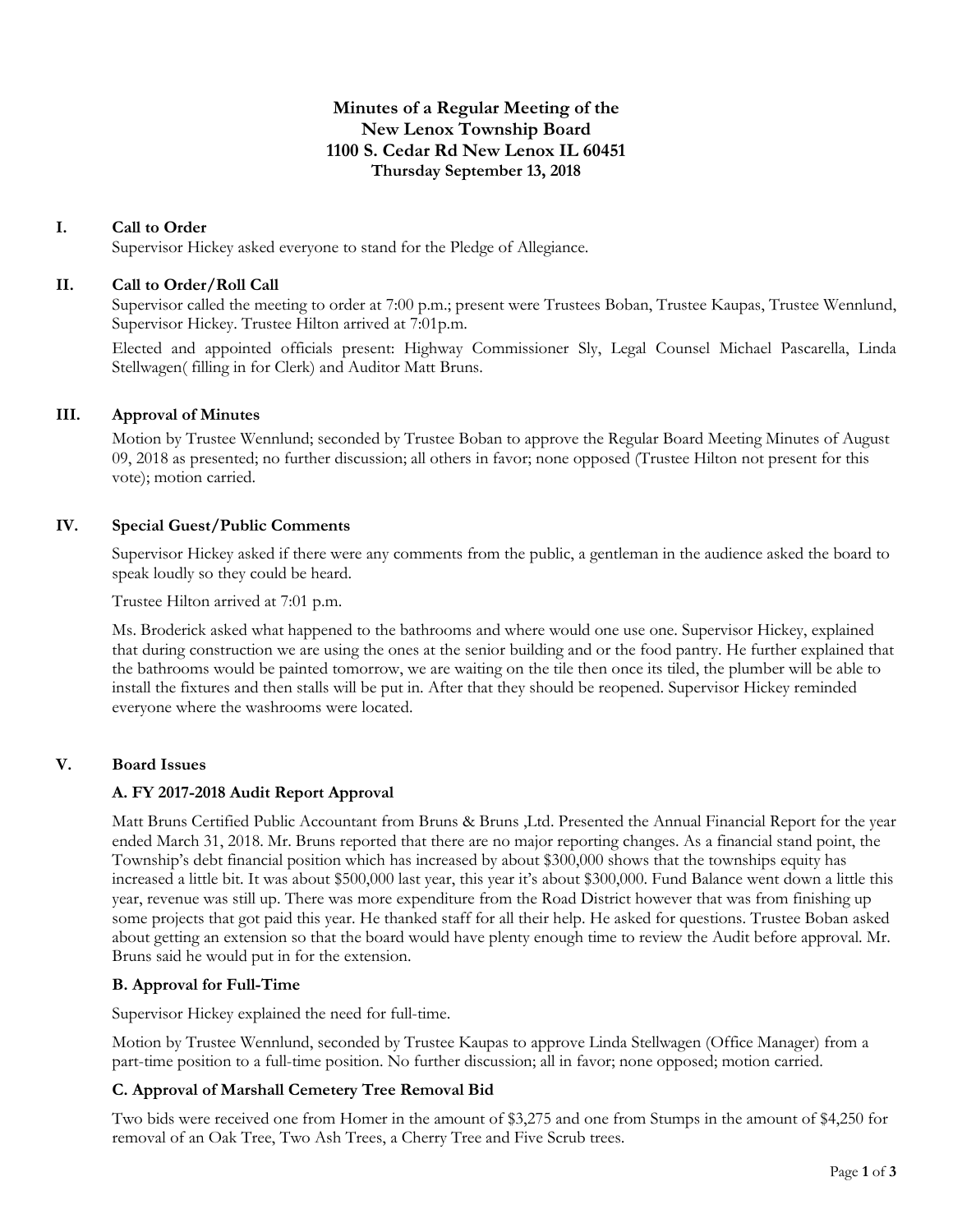# Minutes of a Regular Meeting of the New Lenox Township Board
## 1100 S. Cedar Rd New Lenox IL 60451
### Thursday September 13, 2018

## I. Call to Order

Supervisor Hickey asked everyone to stand for the Pledge of Allegiance.

## II. Call to Order/Roll Call

Supervisor called the meeting to order at 7:00 p.m.; present were Trustees Boban, Trustee Kaupas, Trustee Wennlund, Supervisor Hickey. Trustee Hilton arrived at 7:01p.m.

Elected and appointed officials present: Highway Commissioner Sly, Legal Counsel Michael Pascarella, Linda Stellwagen( filling in for Clerk) and Auditor Matt Bruns.

## III. Approval of Minutes

Motion by Trustee Wennlund; seconded by Trustee Boban to approve the Regular Board Meeting Minutes of August 09, 2018 as presented; no further discussion; all others in favor; none opposed (Trustee Hilton not present for this vote); motion carried.

## IV. Special Guest/Public Comments

Supervisor Hickey asked if there were any comments from the public, a gentleman in the audience asked the board to speak loudly so they could be heard.

Trustee Hilton arrived at 7:01 p.m.

Ms. Broderick asked what happened to the bathrooms and where would one use one. Supervisor Hickey, explained that during construction we are using the ones at the senior building and or the food pantry. He further explained that the bathrooms would be painted tomorrow, we are waiting on the tile then once its tiled, the plumber will be able to install the fixtures and then stalls will be put in. After that they should be reopened. Supervisor Hickey reminded everyone where the washrooms were located.

## V. Board Issues

### A. FY 2017-2018 Audit Report Approval

Matt Bruns Certified Public Accountant from Bruns & Bruns ,Ltd. Presented the Annual Financial Report for the year ended March 31, 2018. Mr. Bruns reported that there are no major reporting changes. As a financial stand point, the Township's debt financial position which has increased by about $300,000 shows that the townships equity has increased a little bit. It was about $500,000 last year, this year it's about $300,000. Fund Balance went down a little this year, revenue was still up. There was more expenditure from the Road District however that was from finishing up some projects that got paid this year. He thanked staff for all their help. He asked for questions. Trustee Boban asked about getting an extension so that the board would have plenty enough time to review the Audit before approval. Mr. Bruns said he would put in for the extension.

### B. Approval for Full-Time

Supervisor Hickey explained the need for full-time.

Motion by Trustee Wennlund, seconded by Trustee Kaupas to approve Linda Stellwagen (Office Manager) from a part-time position to a full-time position. No further discussion; all in favor; none opposed; motion carried.

### C. Approval of Marshall Cemetery Tree Removal Bid

Two bids were received one from Homer in the amount of $3,275 and one from Stumps in the amount of $4,250 for removal of an Oak Tree, Two Ash Trees, a Cherry Tree and Five Scrub trees.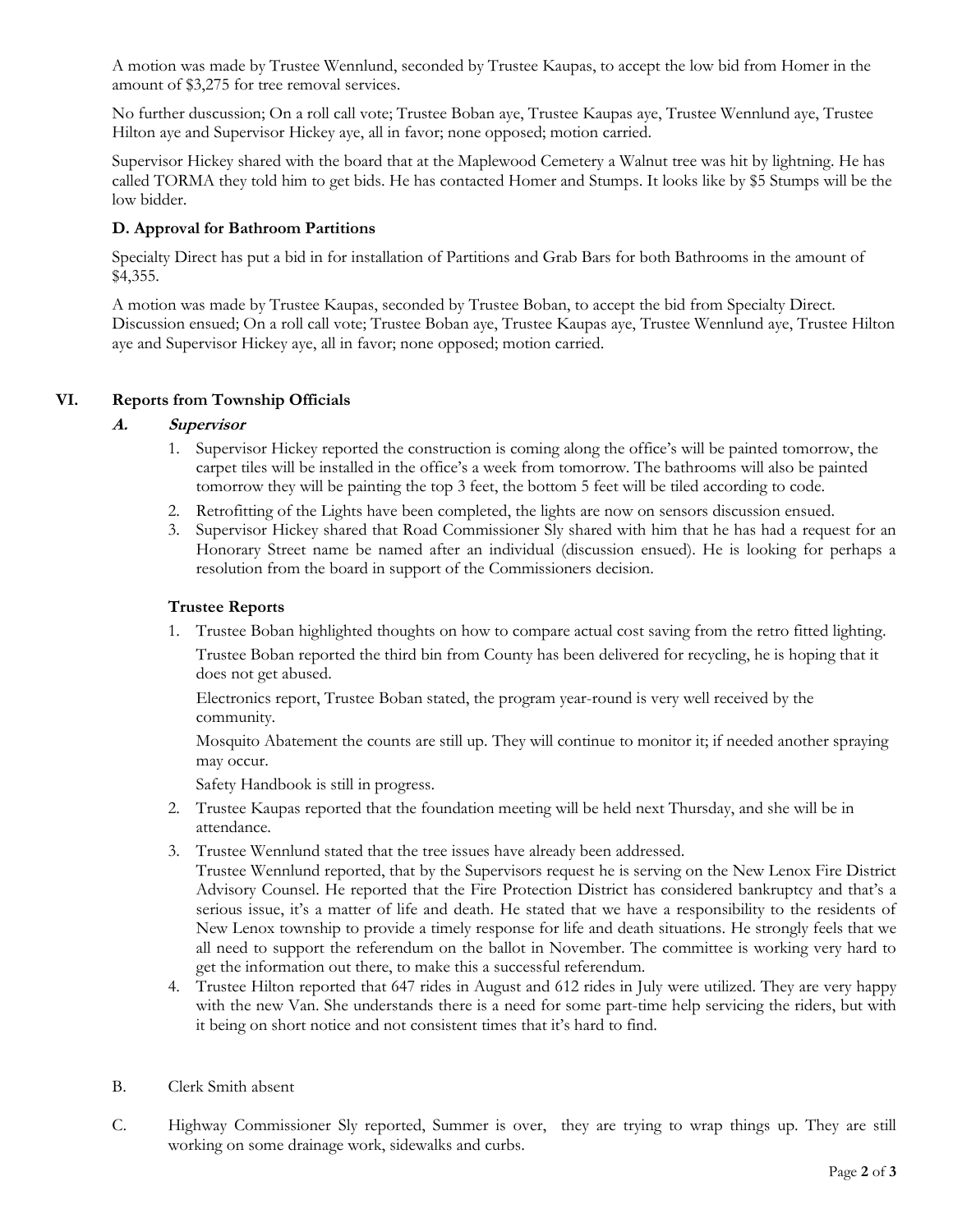A motion was made by Trustee Wennlund, seconded by Trustee Kaupas, to accept the low bid from Homer in the amount of $3,275 for tree removal services.

No further duscussion; On a roll call vote; Trustee Boban aye, Trustee Kaupas aye, Trustee Wennlund aye, Trustee Hilton aye and Supervisor Hickey aye, all in favor; none opposed; motion carried.

Supervisor Hickey shared with the board that at the Maplewood Cemetery a Walnut tree was hit by lightning. He has called TORMA they told him to get bids. He has contacted Homer and Stumps. It looks like by $5 Stumps will be the low bidder.

**D. Approval for Bathroom Partitions**

Specialty Direct has put a bid in for installation of Partitions and Grab Bars for both Bathrooms in the amount of $4,355.

A motion was made by Trustee Kaupas, seconded by Trustee Boban, to accept the bid from Specialty Direct. Discussion ensued; On a roll call vote; Trustee Boban aye, Trustee Kaupas aye, Trustee Wennlund aye, Trustee Hilton aye and Supervisor Hickey aye, all in favor; none opposed; motion carried.

## VI. Reports from Township Officials

### A. *Supervisor*

1. Supervisor Hickey reported the construction is coming along the office's will be painted tomorrow, the carpet tiles will be installed in the office's a week from tomorrow. The bathrooms will also be painted tomorrow they will be painting the top 3 feet, the bottom 5 feet will be tiled according to code.
2. Retrofitting of the Lights have been completed, the lights are now on sensors discussion ensued.
3. Supervisor Hickey shared that Road Commissioner Sly shared with him that he has had a request for an Honorary Street name be named after an individual (discussion ensued). He is looking for perhaps a resolution from the board in support of the Commissioners decision.

**Trustee Reports**

1. Trustee Boban highlighted thoughts on how to compare actual cost saving from the retro fitted lighting.

   Trustee Boban reported the third bin from County has been delivered for recycling, he is hoping that it does not get abused.

   Electronics report, Trustee Boban stated, the program year-round is very well received by the community.

   Mosquito Abatement the counts are still up. They will continue to monitor it; if needed another spraying may occur.

   Safety Handbook is still in progress.
2. Trustee Kaupas reported that the foundation meeting will be held next Thursday, and she will be in attendance.
3. Trustee Wennlund stated that the tree issues have already been addressed.

   Trustee Wennlund reported, that by the Supervisors request he is serving on the New Lenox Fire District Advisory Counsel. He reported that the Fire Protection District has considered bankruptcy and that's a serious issue, it's a matter of life and death. He stated that we have a responsibility to the residents of New Lenox township to provide a timely response for life and death situations. He strongly feels that we all need to support the referendum on the ballot in November. The committee is working very hard to get the information out there, to make this a successful referendum.
4. Trustee Hilton reported that 647 rides in August and 612 rides in July were utilized. They are very happy with the new Van. She understands there is a need for some part-time help servicing the riders, but with it being on short notice and not consistent times that it's hard to find.

B. Clerk Smith absent

C. Highway Commissioner Sly reported, Summer is over, they are trying to wrap things up. They are still working on some drainage work, sidewalks and curbs.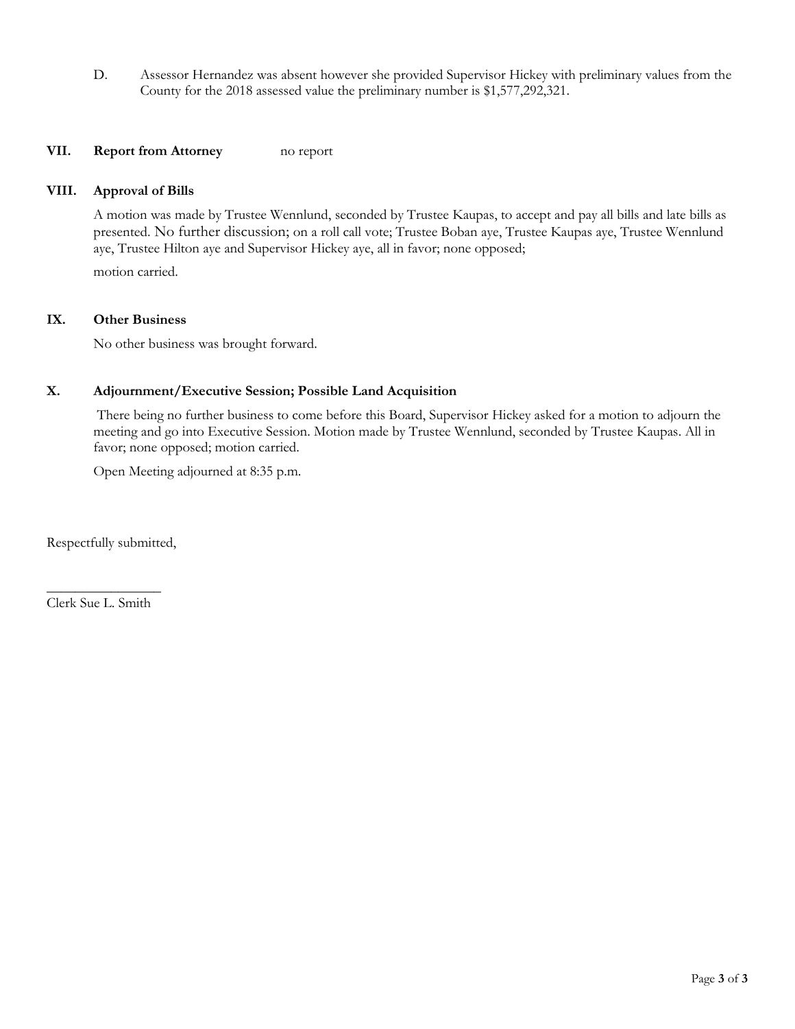D. Assessor Hernandez was absent however she provided Supervisor Hickey with preliminary values from the County for the 2018 assessed value the preliminary number is $1,577,292,321.

## VII. Report from Attorney

no report

## VIII. Approval of Bills

A motion was made by Trustee Wennlund, seconded by Trustee Kaupas, to accept and pay all bills and late bills as presented. No further discussion; on a roll call vote; Trustee Boban aye, Trustee Kaupas aye, Trustee Wennlund aye, Trustee Hilton aye and Supervisor Hickey aye, all in favor; none opposed;

motion carried.

## IX. Other Business

No other business was brought forward.

## X. Adjournment/Executive Session; Possible Land Acquisition

There being no further business to come before this Board, Supervisor Hickey asked for a motion to adjourn the meeting and go into Executive Session. Motion made by Trustee Wennlund, seconded by Trustee Kaupas. All in favor; none opposed; motion carried.

Open Meeting adjourned at 8:35 p.m.

Respectfully submitted,

________________

Clerk Sue L. Smith